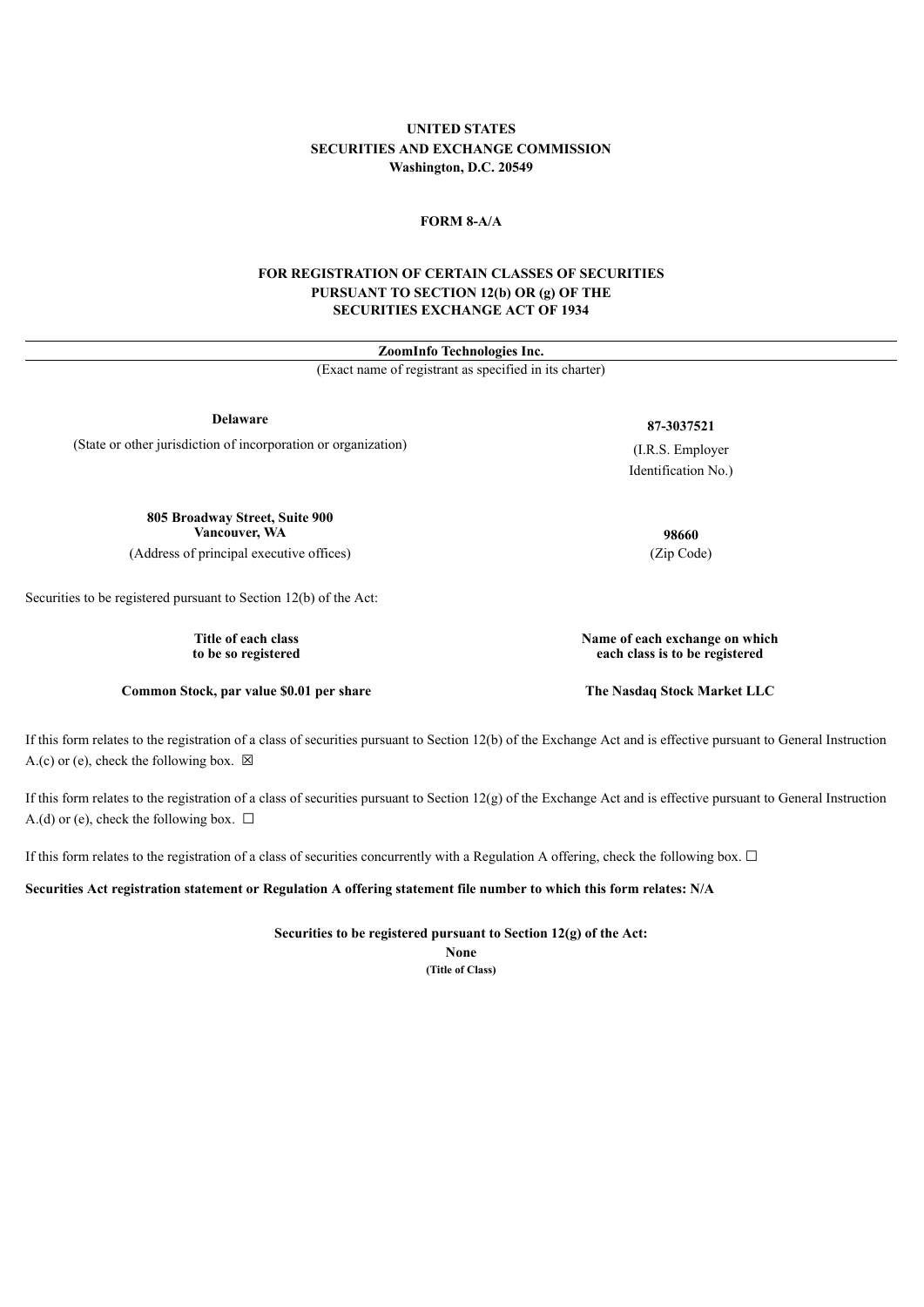**UNITED STATES**
**SECURITIES AND EXCHANGE COMMISSION**
**Washington, D.C. 20549**

**FORM 8-A/A**

**FOR REGISTRATION OF CERTAIN CLASSES OF SECURITIES**
**PURSUANT TO SECTION 12(b) OR (g) OF THE**
**SECURITIES EXCHANGE ACT OF 1934**

---

**ZoomInfo Technologies Inc.**
(Exact name of registrant as specified in its charter)

| **Delaware** | **87-3037521** |
|---|---|
| (State or other jurisdiction of incorporation or organization) | (I.R.S. Employer Identification No.) |

| **805 Broadway Street, Suite 900**<br>**Vancouver, WA** | **98660** |
|---|---|
| (Address of principal executive offices) | (Zip Code) |

Securities to be registered pursuant to Section 12(b) of the Act:

| **Title of each class to be so registered** | **Name of each exchange on which each class is to be registered** |
|---|---|
| **Common Stock, par value $0.01 per share** | **The Nasdaq Stock Market LLC** |

If this form relates to the registration of a class of securities pursuant to Section 12(b) of the Exchange Act and is effective pursuant to General Instruction A.(c) or (e), check the following box. ☒

If this form relates to the registration of a class of securities pursuant to Section 12(g) of the Exchange Act and is effective pursuant to General Instruction A.(d) or (e), check the following box. ☐

If this form relates to the registration of a class of securities concurrently with a Regulation A offering, check the following box. ☐

**Securities Act registration statement or Regulation A offering statement file number to which this form relates: N/A**

**Securities to be registered pursuant to Section 12(g) of the Act:**
**None**
**(Title of Class)**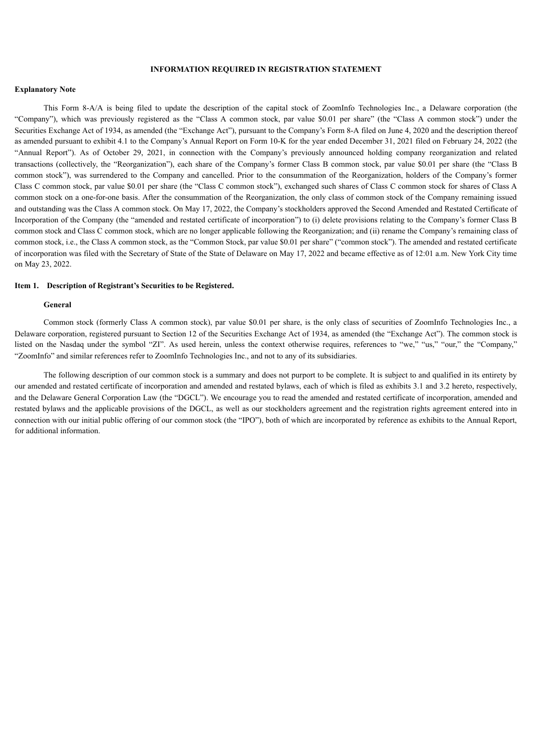## INFORMATION REQUIRED IN REGISTRATION STATEMENT

**Explanatory Note**

This Form 8-A/A is being filed to update the description of the capital stock of ZoomInfo Technologies Inc., a Delaware corporation (the "Company"), which was previously registered as the "Class A common stock, par value $0.01 per share" (the "Class A common stock") under the Securities Exchange Act of 1934, as amended (the "Exchange Act"), pursuant to the Company's Form 8-A filed on June 4, 2020 and the description thereof as amended pursuant to exhibit 4.1 to the Company's Annual Report on Form 10-K for the year ended December 31, 2021 filed on February 24, 2022 (the "Annual Report"). As of October 29, 2021, in connection with the Company's previously announced holding company reorganization and related transactions (collectively, the "Reorganization"), each share of the Company's former Class B common stock, par value $0.01 per share (the "Class B common stock"), was surrendered to the Company and cancelled. Prior to the consummation of the Reorganization, holders of the Company's former Class C common stock, par value $0.01 per share (the "Class C common stock"), exchanged such shares of Class C common stock for shares of Class A common stock on a one-for-one basis. After the consummation of the Reorganization, the only class of common stock of the Company remaining issued and outstanding was the Class A common stock. On May 17, 2022, the Company's stockholders approved the Second Amended and Restated Certificate of Incorporation of the Company (the "amended and restated certificate of incorporation") to (i) delete provisions relating to the Company's former Class B common stock and Class C common stock, which are no longer applicable following the Reorganization; and (ii) rename the Company's remaining class of common stock, i.e., the Class A common stock, as the "Common Stock, par value $0.01 per share" ("common stock"). The amended and restated certificate of incorporation was filed with the Secretary of State of the State of Delaware on May 17, 2022 and became effective as of 12:01 a.m. New York City time on May 23, 2022.

**Item 1. Description of Registrant's Securities to be Registered.**

**General**

Common stock (formerly Class A common stock), par value $0.01 per share, is the only class of securities of ZoomInfo Technologies Inc., a Delaware corporation, registered pursuant to Section 12 of the Securities Exchange Act of 1934, as amended (the "Exchange Act"). The common stock is listed on the Nasdaq under the symbol "ZI". As used herein, unless the context otherwise requires, references to "we," "us," "our," the "Company," "ZoomInfo" and similar references refer to ZoomInfo Technologies Inc., and not to any of its subsidiaries.

The following description of our common stock is a summary and does not purport to be complete. It is subject to and qualified in its entirety by our amended and restated certificate of incorporation and amended and restated bylaws, each of which is filed as exhibits 3.1 and 3.2 hereto, respectively, and the Delaware General Corporation Law (the "DGCL"). We encourage you to read the amended and restated certificate of incorporation, amended and restated bylaws and the applicable provisions of the DGCL, as well as our stockholders agreement and the registration rights agreement entered into in connection with our initial public offering of our common stock (the "IPO"), both of which are incorporated by reference as exhibits to the Annual Report, for additional information.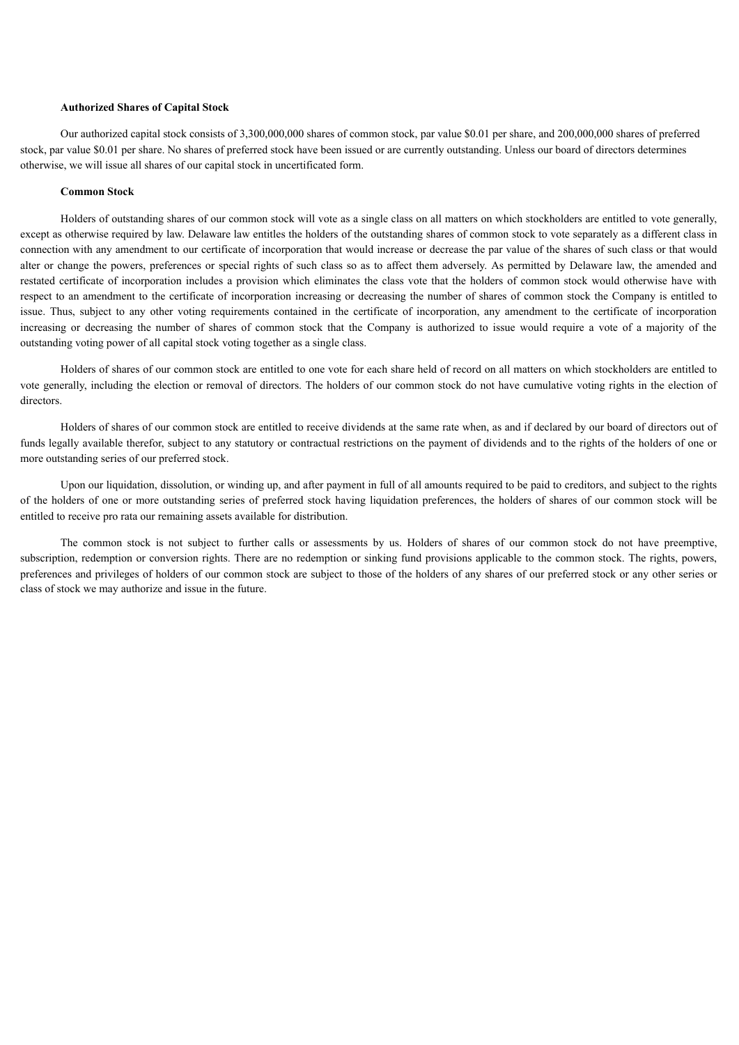**Authorized Shares of Capital Stock**

Our authorized capital stock consists of 3,300,000,000 shares of common stock, par value $0.01 per share, and 200,000,000 shares of preferred stock, par value $0.01 per share. No shares of preferred stock have been issued or are currently outstanding. Unless our board of directors determines otherwise, we will issue all shares of our capital stock in uncertificated form.

**Common Stock**

Holders of outstanding shares of our common stock will vote as a single class on all matters on which stockholders are entitled to vote generally, except as otherwise required by law. Delaware law entitles the holders of the outstanding shares of common stock to vote separately as a different class in connection with any amendment to our certificate of incorporation that would increase or decrease the par value of the shares of such class or that would alter or change the powers, preferences or special rights of such class so as to affect them adversely. As permitted by Delaware law, the amended and restated certificate of incorporation includes a provision which eliminates the class vote that the holders of common stock would otherwise have with respect to an amendment to the certificate of incorporation increasing or decreasing the number of shares of common stock the Company is entitled to issue. Thus, subject to any other voting requirements contained in the certificate of incorporation, any amendment to the certificate of incorporation increasing or decreasing the number of shares of common stock that the Company is authorized to issue would require a vote of a majority of the outstanding voting power of all capital stock voting together as a single class.

Holders of shares of our common stock are entitled to one vote for each share held of record on all matters on which stockholders are entitled to vote generally, including the election or removal of directors. The holders of our common stock do not have cumulative voting rights in the election of directors.

Holders of shares of our common stock are entitled to receive dividends at the same rate when, as and if declared by our board of directors out of funds legally available therefor, subject to any statutory or contractual restrictions on the payment of dividends and to the rights of the holders of one or more outstanding series of our preferred stock.

Upon our liquidation, dissolution, or winding up, and after payment in full of all amounts required to be paid to creditors, and subject to the rights of the holders of one or more outstanding series of preferred stock having liquidation preferences, the holders of shares of our common stock will be entitled to receive pro rata our remaining assets available for distribution.

The common stock is not subject to further calls or assessments by us. Holders of shares of our common stock do not have preemptive, subscription, redemption or conversion rights. There are no redemption or sinking fund provisions applicable to the common stock. The rights, powers, preferences and privileges of holders of our common stock are subject to those of the holders of any shares of our preferred stock or any other series or class of stock we may authorize and issue in the future.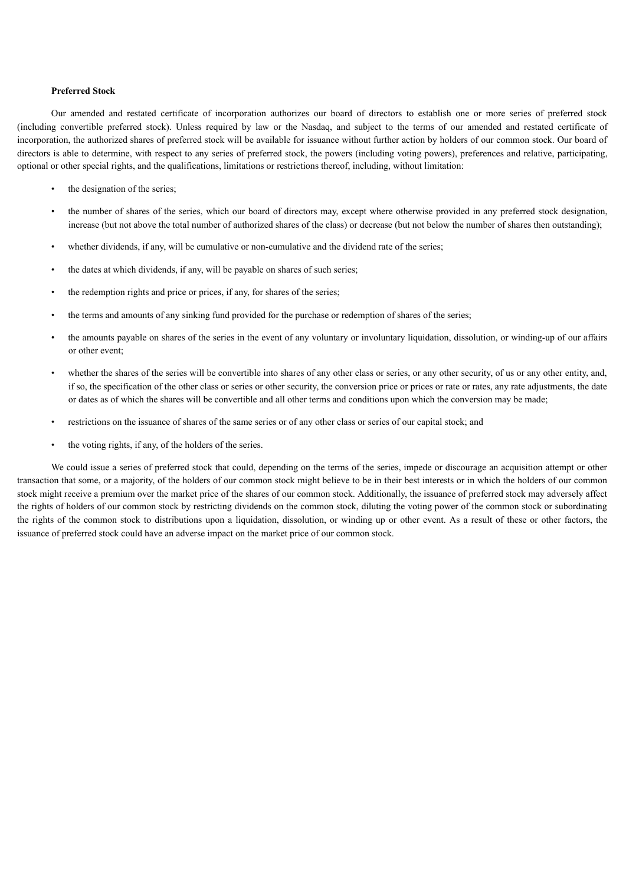**Preferred Stock**

Our amended and restated certificate of incorporation authorizes our board of directors to establish one or more series of preferred stock (including convertible preferred stock). Unless required by law or the Nasdaq, and subject to the terms of our amended and restated certificate of incorporation, the authorized shares of preferred stock will be available for issuance without further action by holders of our common stock. Our board of directors is able to determine, with respect to any series of preferred stock, the powers (including voting powers), preferences and relative, participating, optional or other special rights, and the qualifications, limitations or restrictions thereof, including, without limitation:

- the designation of the series;
- the number of shares of the series, which our board of directors may, except where otherwise provided in any preferred stock designation, increase (but not above the total number of authorized shares of the class) or decrease (but not below the number of shares then outstanding);
- whether dividends, if any, will be cumulative or non-cumulative and the dividend rate of the series;
- the dates at which dividends, if any, will be payable on shares of such series;
- the redemption rights and price or prices, if any, for shares of the series;
- the terms and amounts of any sinking fund provided for the purchase or redemption of shares of the series;
- the amounts payable on shares of the series in the event of any voluntary or involuntary liquidation, dissolution, or winding-up of our affairs or other event;
- whether the shares of the series will be convertible into shares of any other class or series, or any other security, of us or any other entity, and, if so, the specification of the other class or series or other security, the conversion price or prices or rate or rates, any rate adjustments, the date or dates as of which the shares will be convertible and all other terms and conditions upon which the conversion may be made;
- restrictions on the issuance of shares of the same series or of any other class or series of our capital stock; and
- the voting rights, if any, of the holders of the series.

We could issue a series of preferred stock that could, depending on the terms of the series, impede or discourage an acquisition attempt or other transaction that some, or a majority, of the holders of our common stock might believe to be in their best interests or in which the holders of our common stock might receive a premium over the market price of the shares of our common stock. Additionally, the issuance of preferred stock may adversely affect the rights of holders of our common stock by restricting dividends on the common stock, diluting the voting power of the common stock or subordinating the rights of the common stock to distributions upon a liquidation, dissolution, or winding up or other event. As a result of these or other factors, the issuance of preferred stock could have an adverse impact on the market price of our common stock.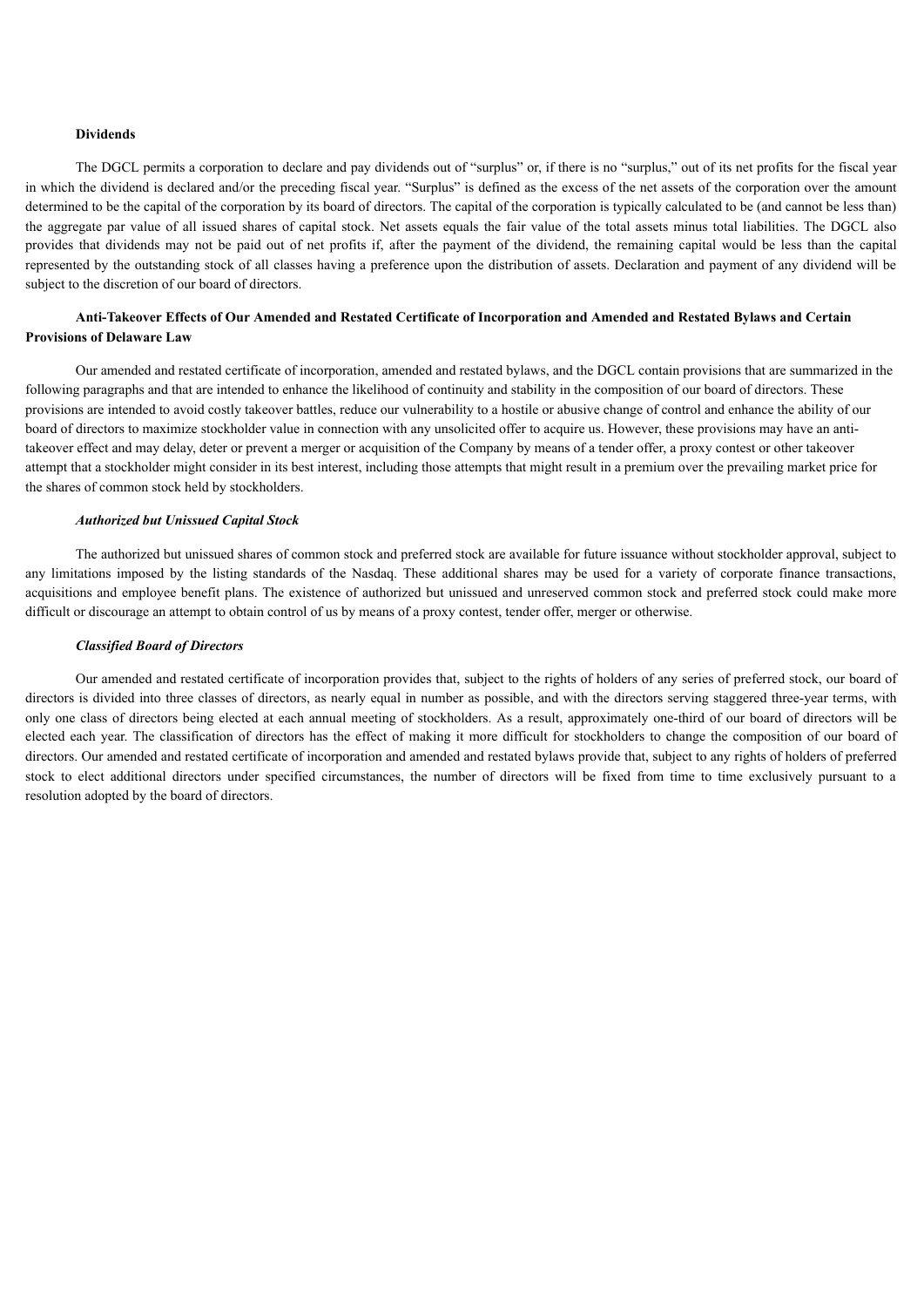**Dividends**

The DGCL permits a corporation to declare and pay dividends out of “surplus” or, if there is no “surplus,” out of its net profits for the fiscal year in which the dividend is declared and/or the preceding fiscal year. “Surplus” is defined as the excess of the net assets of the corporation over the amount determined to be the capital of the corporation by its board of directors. The capital of the corporation is typically calculated to be (and cannot be less than) the aggregate par value of all issued shares of capital stock. Net assets equals the fair value of the total assets minus total liabilities. The DGCL also provides that dividends may not be paid out of net profits if, after the payment of the dividend, the remaining capital would be less than the capital represented by the outstanding stock of all classes having a preference upon the distribution of assets. Declaration and payment of any dividend will be subject to the discretion of our board of directors.

**Anti-Takeover Effects of Our Amended and Restated Certificate of Incorporation and Amended and Restated Bylaws and Certain Provisions of Delaware Law**

Our amended and restated certificate of incorporation, amended and restated bylaws, and the DGCL contain provisions that are summarized in the following paragraphs and that are intended to enhance the likelihood of continuity and stability in the composition of our board of directors. These provisions are intended to avoid costly takeover battles, reduce our vulnerability to a hostile or abusive change of control and enhance the ability of our board of directors to maximize stockholder value in connection with any unsolicited offer to acquire us. However, these provisions may have an anti-takeover effect and may delay, deter or prevent a merger or acquisition of the Company by means of a tender offer, a proxy contest or other takeover attempt that a stockholder might consider in its best interest, including those attempts that might result in a premium over the prevailing market price for the shares of common stock held by stockholders.

***Authorized but Unissued Capital Stock***

The authorized but unissued shares of common stock and preferred stock are available for future issuance without stockholder approval, subject to any limitations imposed by the listing standards of the Nasdaq. These additional shares may be used for a variety of corporate finance transactions, acquisitions and employee benefit plans. The existence of authorized but unissued and unreserved common stock and preferred stock could make more difficult or discourage an attempt to obtain control of us by means of a proxy contest, tender offer, merger or otherwise.

***Classified Board of Directors***

Our amended and restated certificate of incorporation provides that, subject to the rights of holders of any series of preferred stock, our board of directors is divided into three classes of directors, as nearly equal in number as possible, and with the directors serving staggered three-year terms, with only one class of directors being elected at each annual meeting of stockholders. As a result, approximately one-third of our board of directors will be elected each year. The classification of directors has the effect of making it more difficult for stockholders to change the composition of our board of directors. Our amended and restated certificate of incorporation and amended and restated bylaws provide that, subject to any rights of holders of preferred stock to elect additional directors under specified circumstances, the number of directors will be fixed from time to time exclusively pursuant to a resolution adopted by the board of directors.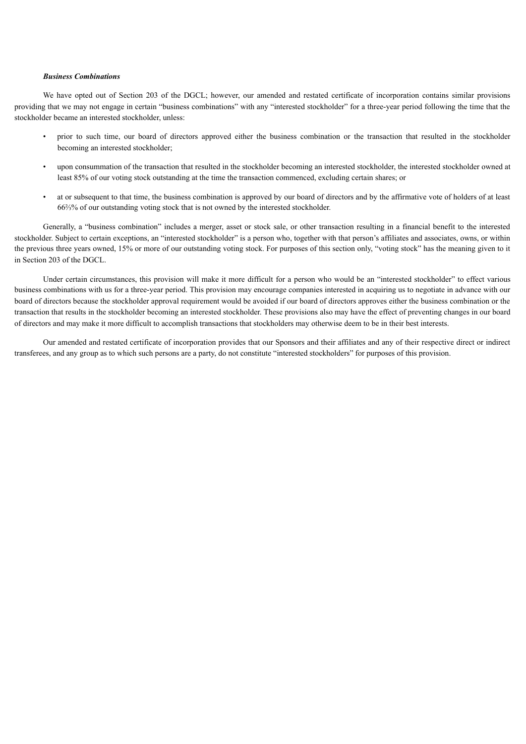***Business Combinations***

We have opted out of Section 203 of the DGCL; however, our amended and restated certificate of incorporation contains similar provisions providing that we may not engage in certain "business combinations" with any "interested stockholder" for a three-year period following the time that the stockholder became an interested stockholder, unless:

- prior to such time, our board of directors approved either the business combination or the transaction that resulted in the stockholder becoming an interested stockholder;
- upon consummation of the transaction that resulted in the stockholder becoming an interested stockholder, the interested stockholder owned at least 85% of our voting stock outstanding at the time the transaction commenced, excluding certain shares; or
- at or subsequent to that time, the business combination is approved by our board of directors and by the affirmative vote of holders of at least 66⅔% of our outstanding voting stock that is not owned by the interested stockholder.

Generally, a "business combination" includes a merger, asset or stock sale, or other transaction resulting in a financial benefit to the interested stockholder. Subject to certain exceptions, an "interested stockholder" is a person who, together with that person's affiliates and associates, owns, or within the previous three years owned, 15% or more of our outstanding voting stock. For purposes of this section only, "voting stock" has the meaning given to it in Section 203 of the DGCL.

Under certain circumstances, this provision will make it more difficult for a person who would be an "interested stockholder" to effect various business combinations with us for a three-year period. This provision may encourage companies interested in acquiring us to negotiate in advance with our board of directors because the stockholder approval requirement would be avoided if our board of directors approves either the business combination or the transaction that results in the stockholder becoming an interested stockholder. These provisions also may have the effect of preventing changes in our board of directors and may make it more difficult to accomplish transactions that stockholders may otherwise deem to be in their best interests.

Our amended and restated certificate of incorporation provides that our Sponsors and their affiliates and any of their respective direct or indirect transferees, and any group as to which such persons are a party, do not constitute "interested stockholders" for purposes of this provision.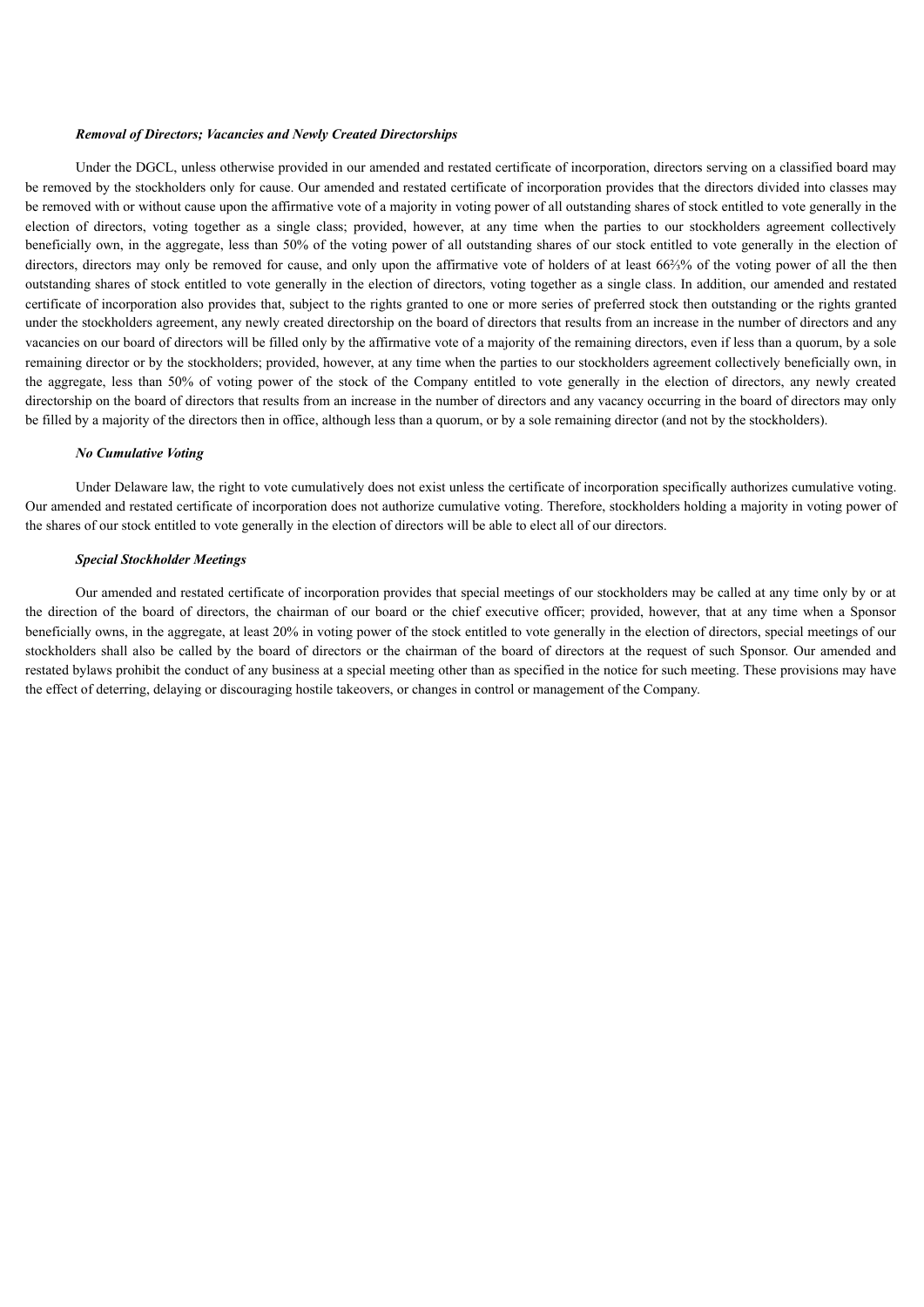***Removal of Directors; Vacancies and Newly Created Directorships***

Under the DGCL, unless otherwise provided in our amended and restated certificate of incorporation, directors serving on a classified board may be removed by the stockholders only for cause. Our amended and restated certificate of incorporation provides that the directors divided into classes may be removed with or without cause upon the affirmative vote of a majority in voting power of all outstanding shares of stock entitled to vote generally in the election of directors, voting together as a single class; provided, however, at any time when the parties to our stockholders agreement collectively beneficially own, in the aggregate, less than 50% of the voting power of all outstanding shares of our stock entitled to vote generally in the election of directors, directors may only be removed for cause, and only upon the affirmative vote of holders of at least 66⅔% of the voting power of all the then outstanding shares of stock entitled to vote generally in the election of directors, voting together as a single class. In addition, our amended and restated certificate of incorporation also provides that, subject to the rights granted to one or more series of preferred stock then outstanding or the rights granted under the stockholders agreement, any newly created directorship on the board of directors that results from an increase in the number of directors and any vacancies on our board of directors will be filled only by the affirmative vote of a majority of the remaining directors, even if less than a quorum, by a sole remaining director or by the stockholders; provided, however, at any time when the parties to our stockholders agreement collectively beneficially own, in the aggregate, less than 50% of voting power of the stock of the Company entitled to vote generally in the election of directors, any newly created directorship on the board of directors that results from an increase in the number of directors and any vacancy occurring in the board of directors may only be filled by a majority of the directors then in office, although less than a quorum, or by a sole remaining director (and not by the stockholders).

***No Cumulative Voting***

Under Delaware law, the right to vote cumulatively does not exist unless the certificate of incorporation specifically authorizes cumulative voting. Our amended and restated certificate of incorporation does not authorize cumulative voting. Therefore, stockholders holding a majority in voting power of the shares of our stock entitled to vote generally in the election of directors will be able to elect all of our directors.

***Special Stockholder Meetings***

Our amended and restated certificate of incorporation provides that special meetings of our stockholders may be called at any time only by or at the direction of the board of directors, the chairman of our board or the chief executive officer; provided, however, that at any time when a Sponsor beneficially owns, in the aggregate, at least 20% in voting power of the stock entitled to vote generally in the election of directors, special meetings of our stockholders shall also be called by the board of directors or the chairman of the board of directors at the request of such Sponsor. Our amended and restated bylaws prohibit the conduct of any business at a special meeting other than as specified in the notice for such meeting. These provisions may have the effect of deterring, delaying or discouraging hostile takeovers, or changes in control or management of the Company.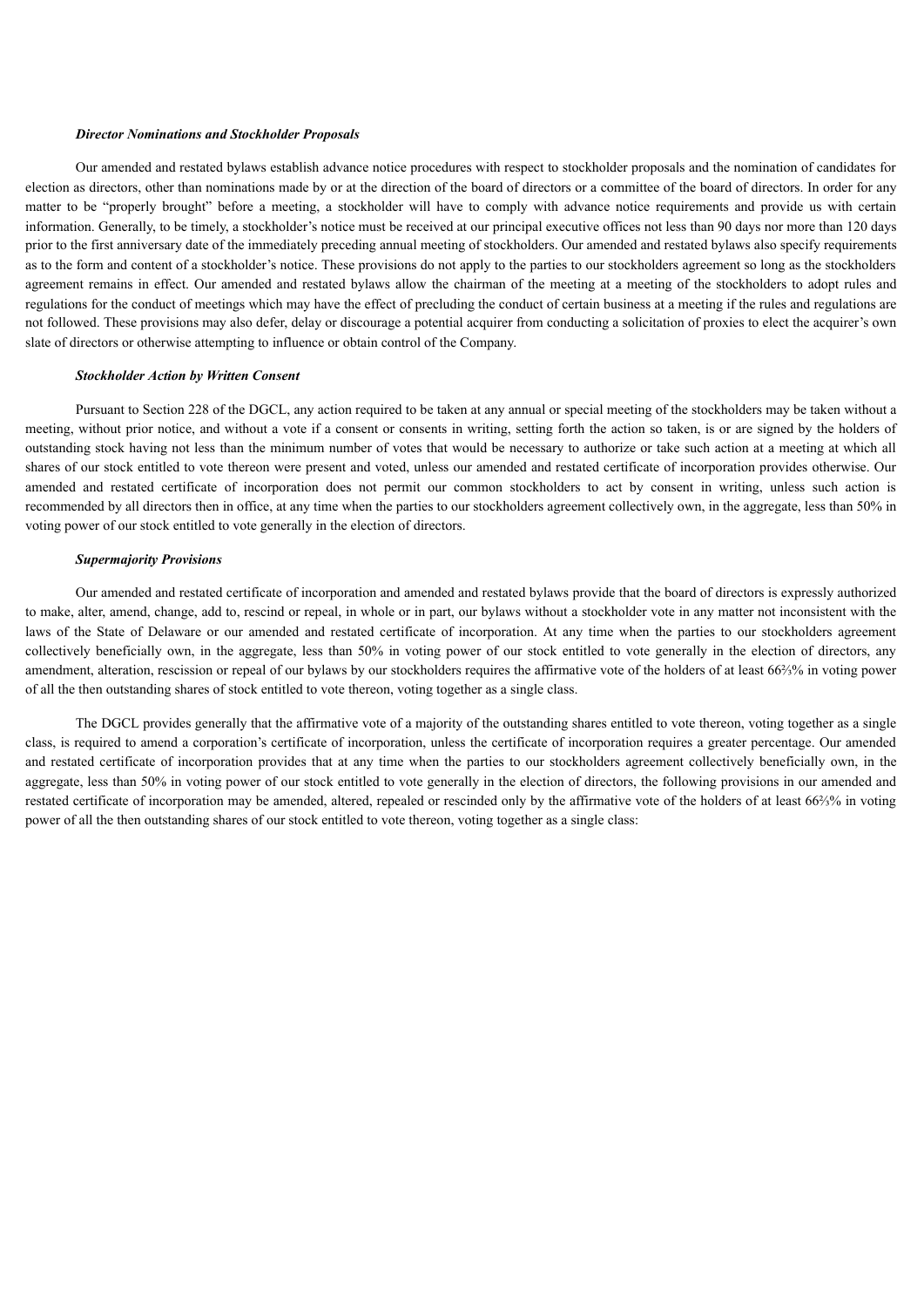***Director Nominations and Stockholder Proposals***

Our amended and restated bylaws establish advance notice procedures with respect to stockholder proposals and the nomination of candidates for election as directors, other than nominations made by or at the direction of the board of directors or a committee of the board of directors. In order for any matter to be "properly brought" before a meeting, a stockholder will have to comply with advance notice requirements and provide us with certain information. Generally, to be timely, a stockholder's notice must be received at our principal executive offices not less than 90 days nor more than 120 days prior to the first anniversary date of the immediately preceding annual meeting of stockholders. Our amended and restated bylaws also specify requirements as to the form and content of a stockholder's notice. These provisions do not apply to the parties to our stockholders agreement so long as the stockholders agreement remains in effect. Our amended and restated bylaws allow the chairman of the meeting at a meeting of the stockholders to adopt rules and regulations for the conduct of meetings which may have the effect of precluding the conduct of certain business at a meeting if the rules and regulations are not followed. These provisions may also defer, delay or discourage a potential acquirer from conducting a solicitation of proxies to elect the acquirer's own slate of directors or otherwise attempting to influence or obtain control of the Company.

***Stockholder Action by Written Consent***

Pursuant to Section 228 of the DGCL, any action required to be taken at any annual or special meeting of the stockholders may be taken without a meeting, without prior notice, and without a vote if a consent or consents in writing, setting forth the action so taken, is or are signed by the holders of outstanding stock having not less than the minimum number of votes that would be necessary to authorize or take such action at a meeting at which all shares of our stock entitled to vote thereon were present and voted, unless our amended and restated certificate of incorporation provides otherwise. Our amended and restated certificate of incorporation does not permit our common stockholders to act by consent in writing, unless such action is recommended by all directors then in office, at any time when the parties to our stockholders agreement collectively own, in the aggregate, less than 50% in voting power of our stock entitled to vote generally in the election of directors.

***Supermajority Provisions***

Our amended and restated certificate of incorporation and amended and restated bylaws provide that the board of directors is expressly authorized to make, alter, amend, change, add to, rescind or repeal, in whole or in part, our bylaws without a stockholder vote in any matter not inconsistent with the laws of the State of Delaware or our amended and restated certificate of incorporation. At any time when the parties to our stockholders agreement collectively beneficially own, in the aggregate, less than 50% in voting power of our stock entitled to vote generally in the election of directors, any amendment, alteration, rescission or repeal of our bylaws by our stockholders requires the affirmative vote of the holders of at least 66⅔% in voting power of all the then outstanding shares of stock entitled to vote thereon, voting together as a single class.

The DGCL provides generally that the affirmative vote of a majority of the outstanding shares entitled to vote thereon, voting together as a single class, is required to amend a corporation's certificate of incorporation, unless the certificate of incorporation requires a greater percentage. Our amended and restated certificate of incorporation provides that at any time when the parties to our stockholders agreement collectively beneficially own, in the aggregate, less than 50% in voting power of our stock entitled to vote generally in the election of directors, the following provisions in our amended and restated certificate of incorporation may be amended, altered, repealed or rescinded only by the affirmative vote of the holders of at least 66⅔% in voting power of all the then outstanding shares of our stock entitled to vote thereon, voting together as a single class: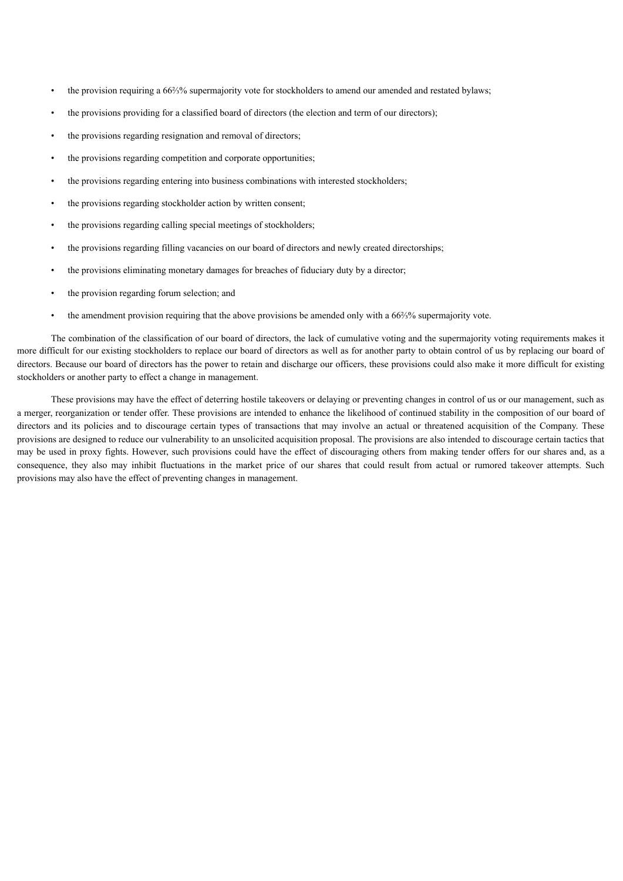- the provision requiring a 66⅔% supermajority vote for stockholders to amend our amended and restated bylaws;
- the provisions providing for a classified board of directors (the election and term of our directors);
- the provisions regarding resignation and removal of directors;
- the provisions regarding competition and corporate opportunities;
- the provisions regarding entering into business combinations with interested stockholders;
- the provisions regarding stockholder action by written consent;
- the provisions regarding calling special meetings of stockholders;
- the provisions regarding filling vacancies on our board of directors and newly created directorships;
- the provisions eliminating monetary damages for breaches of fiduciary duty by a director;
- the provision regarding forum selection; and
- the amendment provision requiring that the above provisions be amended only with a 66⅔% supermajority vote.

The combination of the classification of our board of directors, the lack of cumulative voting and the supermajority voting requirements makes it more difficult for our existing stockholders to replace our board of directors as well as for another party to obtain control of us by replacing our board of directors. Because our board of directors has the power to retain and discharge our officers, these provisions could also make it more difficult for existing stockholders or another party to effect a change in management.

These provisions may have the effect of deterring hostile takeovers or delaying or preventing changes in control of us or our management, such as a merger, reorganization or tender offer. These provisions are intended to enhance the likelihood of continued stability in the composition of our board of directors and its policies and to discourage certain types of transactions that may involve an actual or threatened acquisition of the Company. These provisions are designed to reduce our vulnerability to an unsolicited acquisition proposal. The provisions are also intended to discourage certain tactics that may be used in proxy fights. However, such provisions could have the effect of discouraging others from making tender offers for our shares and, as a consequence, they also may inhibit fluctuations in the market price of our shares that could result from actual or rumored takeover attempts. Such provisions may also have the effect of preventing changes in management.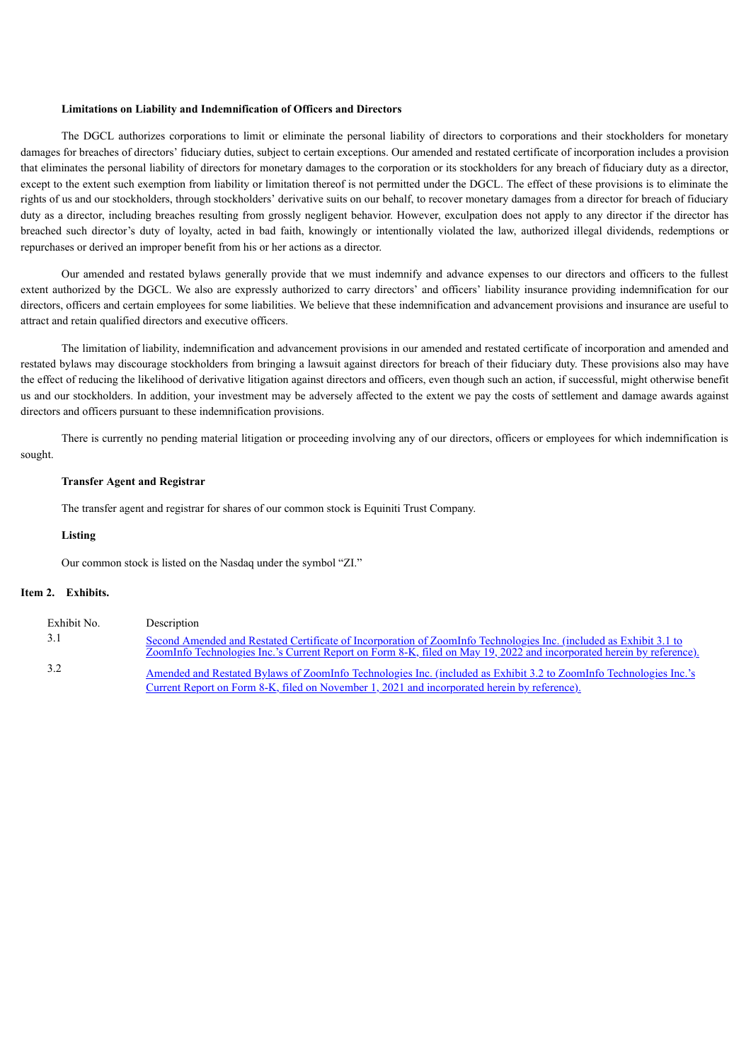**Limitations on Liability and Indemnification of Officers and Directors**

The DGCL authorizes corporations to limit or eliminate the personal liability of directors to corporations and their stockholders for monetary damages for breaches of directors' fiduciary duties, subject to certain exceptions. Our amended and restated certificate of incorporation includes a provision that eliminates the personal liability of directors for monetary damages to the corporation or its stockholders for any breach of fiduciary duty as a director, except to the extent such exemption from liability or limitation thereof is not permitted under the DGCL. The effect of these provisions is to eliminate the rights of us and our stockholders, through stockholders' derivative suits on our behalf, to recover monetary damages from a director for breach of fiduciary duty as a director, including breaches resulting from grossly negligent behavior. However, exculpation does not apply to any director if the director has breached such director's duty of loyalty, acted in bad faith, knowingly or intentionally violated the law, authorized illegal dividends, redemptions or repurchases or derived an improper benefit from his or her actions as a director.

Our amended and restated bylaws generally provide that we must indemnify and advance expenses to our directors and officers to the fullest extent authorized by the DGCL. We also are expressly authorized to carry directors' and officers' liability insurance providing indemnification for our directors, officers and certain employees for some liabilities. We believe that these indemnification and advancement provisions and insurance are useful to attract and retain qualified directors and executive officers.

The limitation of liability, indemnification and advancement provisions in our amended and restated certificate of incorporation and amended and restated bylaws may discourage stockholders from bringing a lawsuit against directors for breach of their fiduciary duty. These provisions also may have the effect of reducing the likelihood of derivative litigation against directors and officers, even though such an action, if successful, might otherwise benefit us and our stockholders. In addition, your investment may be adversely affected to the extent we pay the costs of settlement and damage awards against directors and officers pursuant to these indemnification provisions.

There is currently no pending material litigation or proceeding involving any of our directors, officers or employees for which indemnification is sought.

**Transfer Agent and Registrar**

The transfer agent and registrar for shares of our common stock is Equiniti Trust Company.

**Listing**

Our common stock is listed on the Nasdaq under the symbol "ZI."

**Item 2. Exhibits.**

| Exhibit No. | Description |
|---|---|
| 3.1 | Second Amended and Restated Certificate of Incorporation of ZoomInfo Technologies Inc. (included as Exhibit 3.1 to ZoomInfo Technologies Inc.'s Current Report on Form 8-K, filed on May 19, 2022 and incorporated herein by reference). |
| 3.2 | Amended and Restated Bylaws of ZoomInfo Technologies Inc. (included as Exhibit 3.2 to ZoomInfo Technologies Inc.'s Current Report on Form 8-K, filed on November 1, 2021 and incorporated herein by reference). |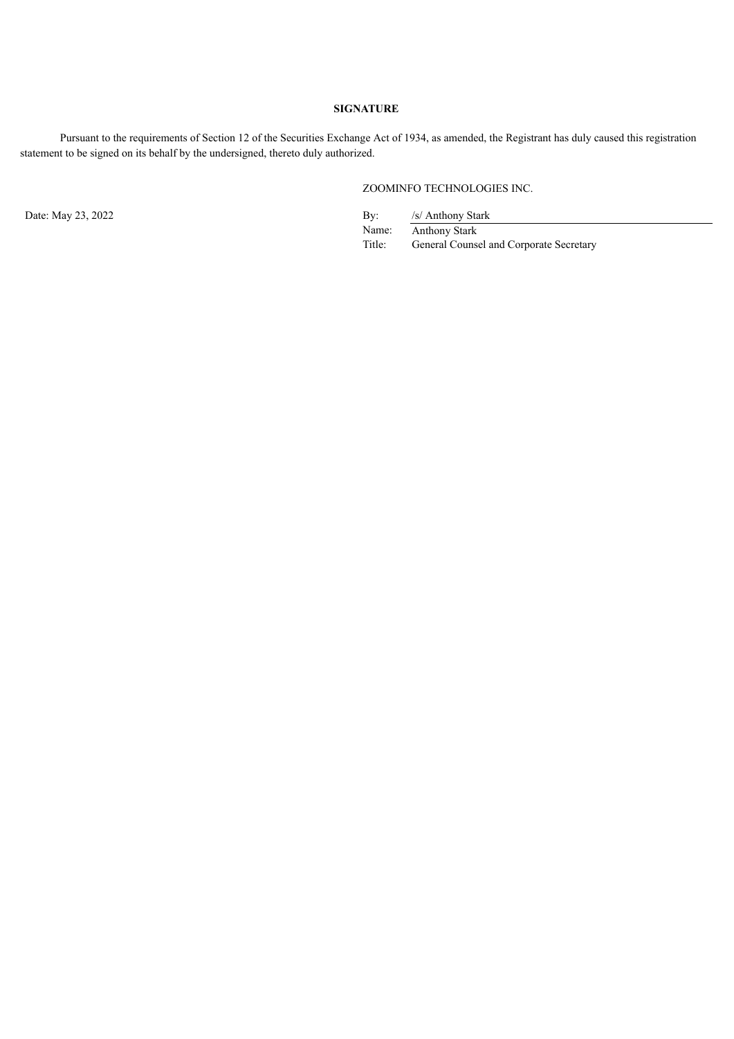**SIGNATURE**

Pursuant to the requirements of Section 12 of the Securities Exchange Act of 1934, as amended, the Registrant has duly caused this registration statement to be signed on its behalf by the undersigned, thereto duly authorized.

ZOOMINFO TECHNOLOGIES INC.

Date: May 23, 2022

| | |
|---|---|
| By: | /s/ Anthony Stark |
| Name: | Anthony Stark |
| Title: | General Counsel and Corporate Secretary |